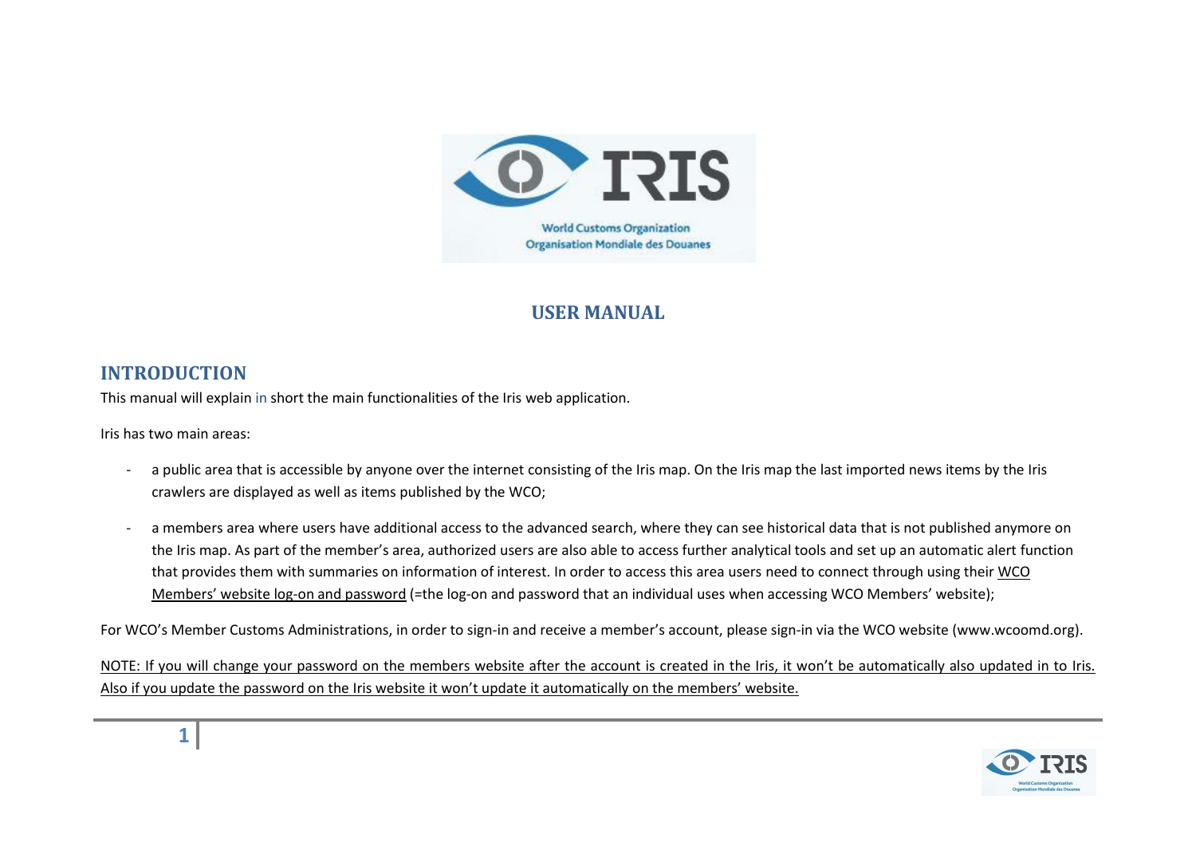# USER MANUAL

## INTRODUCTION

This manual will explain in short the main functionalities of the Iris web application.

Iris has two main areas:

- a public area that is accessible by anyone over the internet consisting of the Iris map. On the Iris map the last imported news items by the Iris crawlers are displayed as well as items published by the WCO;
- a members area where users have additional access to the advanced search, where they can see historical data that is not published anymore on the Iris map. As part of the member's area, authorized users are also able to access further analytical tools and set up an automatic alert function that provides them with summaries on information of interest. In order to access this area users need to connect through using their WCO Members' website log-on and password (=the log-on and password that an individual uses when accessing WCO Members' website);

For WCO's Member Customs Administrations, in order to sign-in and receive a member's account, please sign-in via the WCO website (www.wcoomd.org).

NOTE: If you will change your password on the members website after the account is created in the Iris, it won't be automatically also updated in to Iris. Also if you update the password on the Iris website it won't update it automatically on the members' website.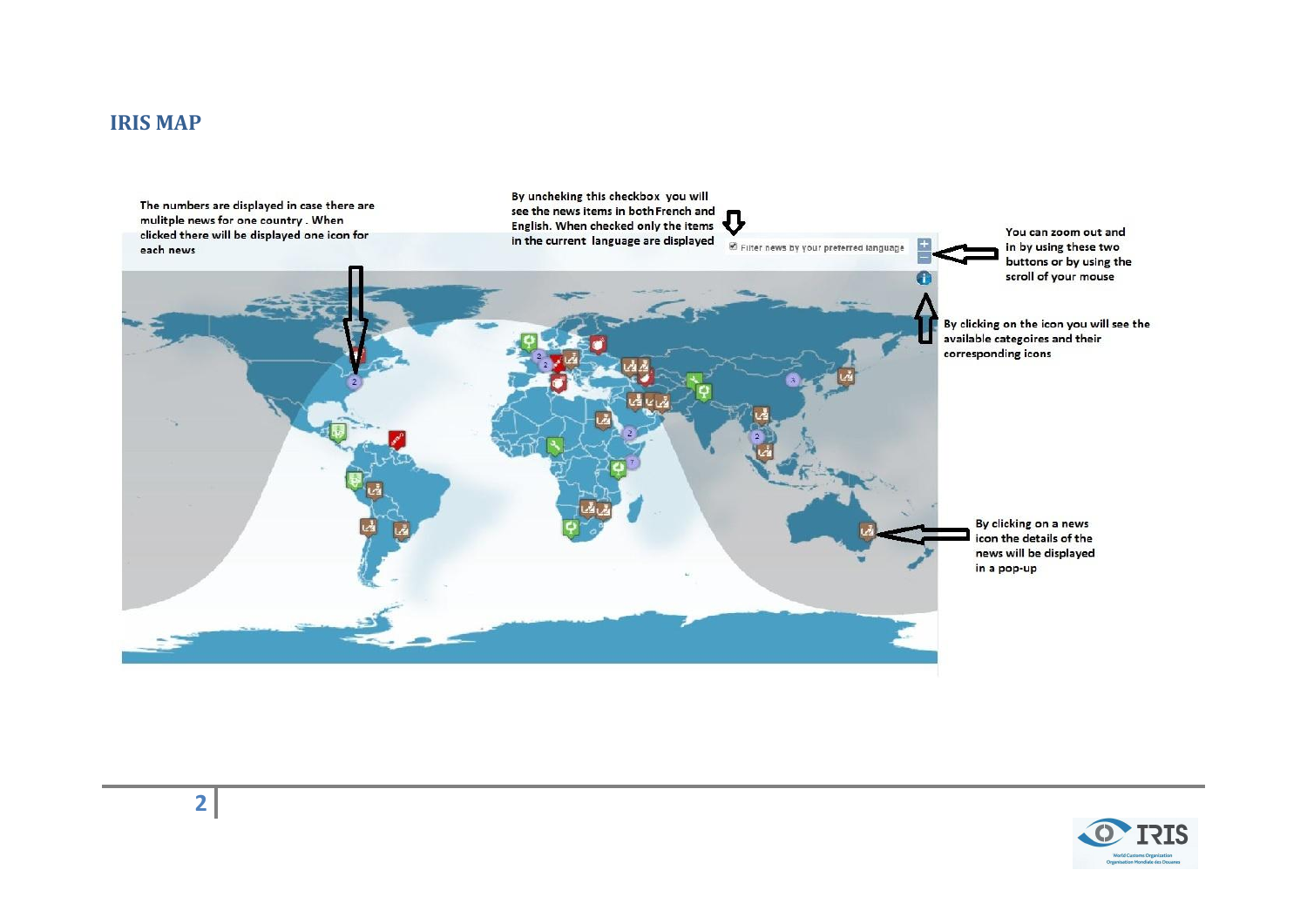## IRIS MAP

The numbers are displayed in case there are mulitple news for one country . When clicked there will be displayed one icon for each news

By uncheking this checkbox you will see the news items in both French and English. When checked only the items in the current language are displayed

Filter news by your preferred language

You can zoom out and in by using these two buttons or by using the scroll of your mouse

By clicking on the icon you will see the available categoires and their corresponding icons

By clicking on a news icon the details of the news will be displayed in a pop-up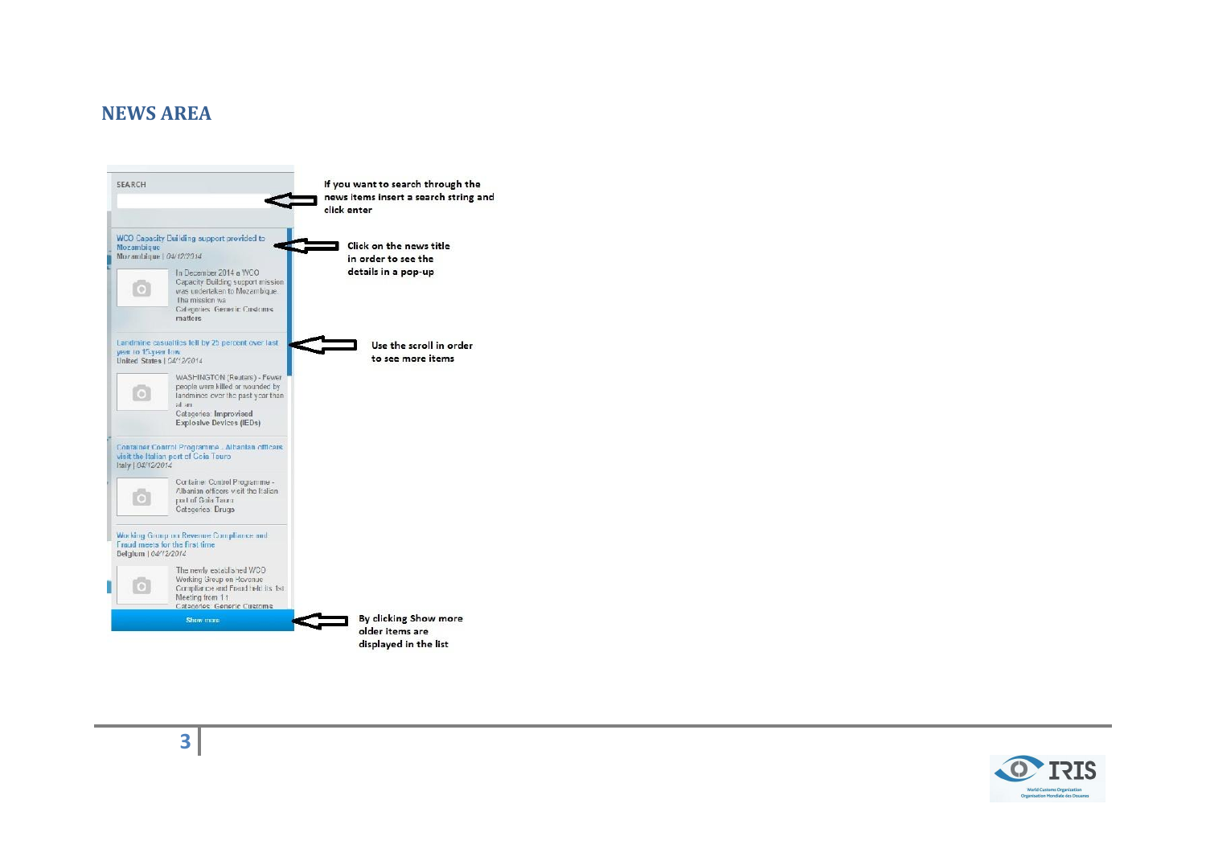## NEWS AREA

If you want to search through the news items insert a search string and click enter

Click on the news title in order to see the details in a pop-up

Use the scroll in order to see more items

By clicking Show more older items are displayed in the list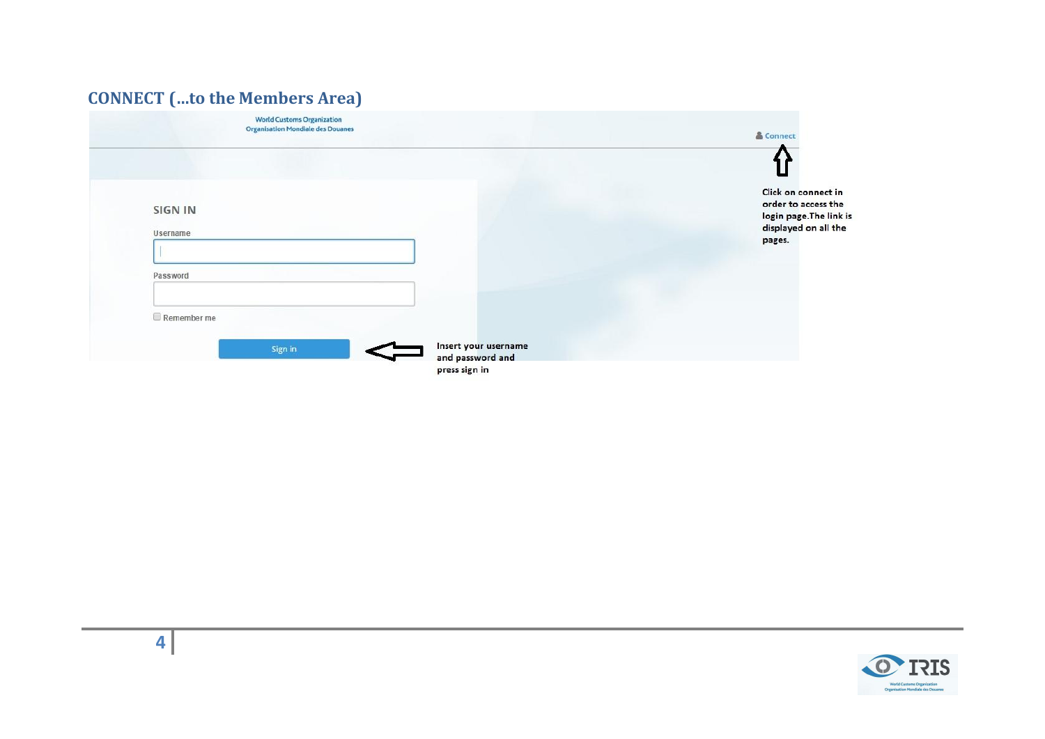## CONNECT (...to the Members Area)

World Customs Organization
Organisation Mondiale des Douanes

Connect

Click on connect in order to access the login page.The link is displayed on all the pages.

SIGN IN

Username

Password

Remember me

Sign in

Insert your username and password and press sign in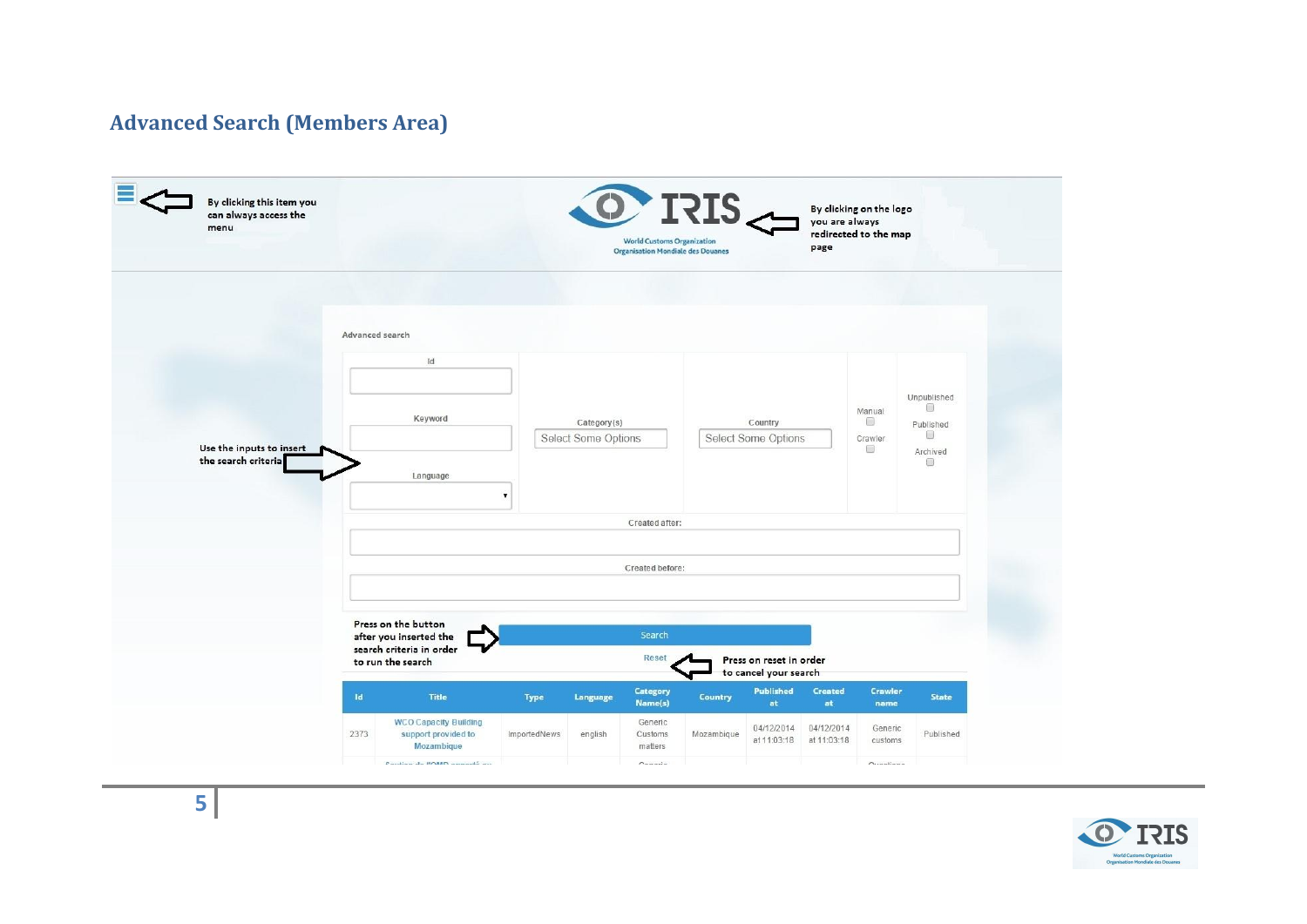## Advanced Search (Members Area)

By clicking this item you can always access the menu

By clicking on the logo you are always redirected to the map page

Advanced search

Id

Keyword

Language

Category(s)

Select Some Options

Country

Select Some Options

Manual

Crawler

Unpublished

Published

Archived

Use the inputs to insert the search criteria

Created after:

Created before:

Press on the button after you inserted the search criteria in order to run the search

Search

Reset

Press on reset in order to cancel your search

| Id | Title | Type | Language | Category Name(s) | Country | Published at | Created at | Crawler name | State |
|---|---|---|---|---|---|---|---|---|---|
| 2373 | WCO Capacity Building support provided to Mozambique | ImportedNews | english | Generic Customs matters | Mozambique | 04/12/2014 at 11:03:18 | 04/12/2014 at 11:03:18 | Generic customs | Published |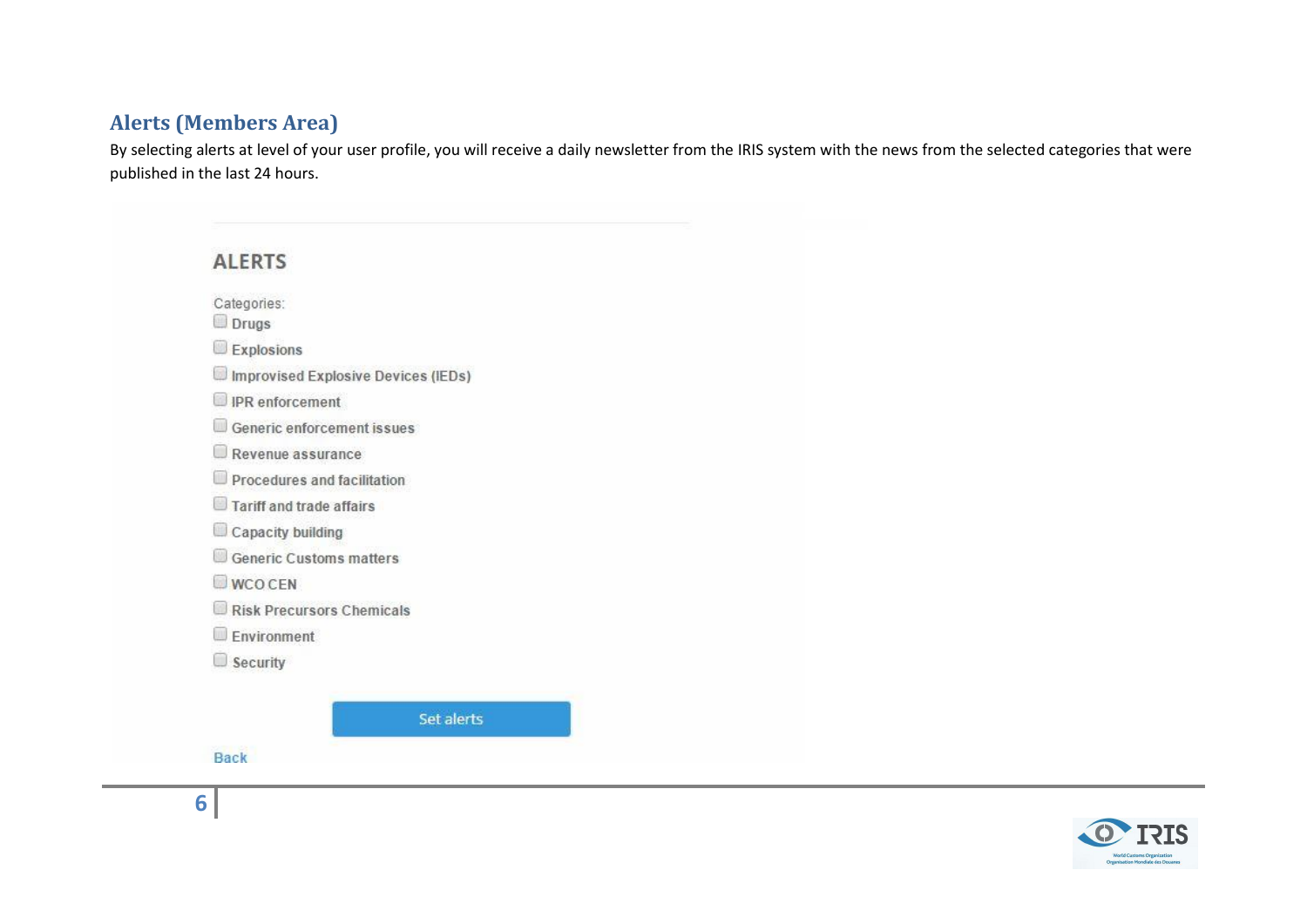## Alerts (Members Area)

By selecting alerts at level of your user profile, you will receive a daily newsletter from the IRIS system with the news from the selected categories that were published in the last 24 hours.

ALERTS

Categories:

- Drugs
- Explosions
- Improvised Explosive Devices (IEDs)
- IPR enforcement
- Generic enforcement issues
- Revenue assurance
- Procedures and facilitation
- Tariff and trade affairs
- Capacity building
- Generic Customs matters
- WCO CEN
- Risk Precursors Chemicals
- Environment
- Security

Set alerts

Back